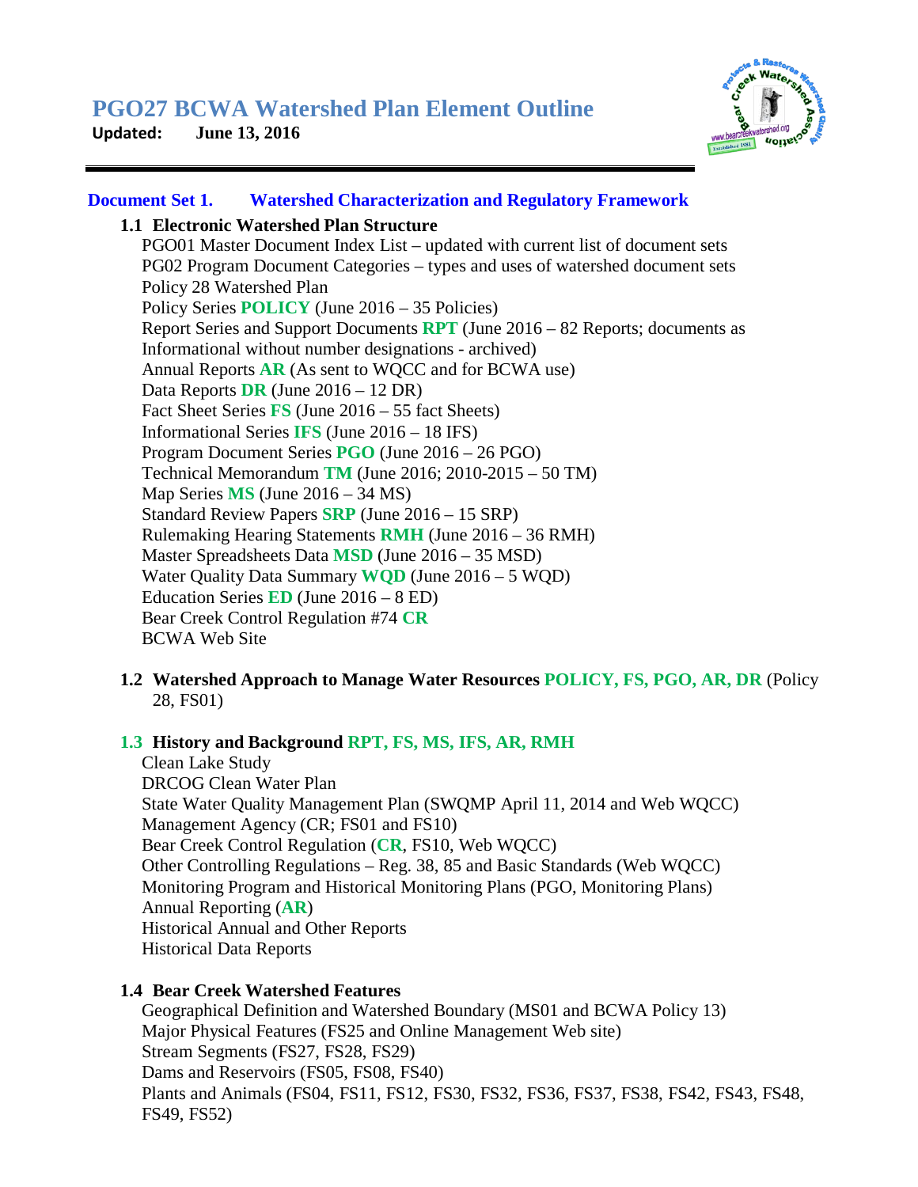# PGO27 BCWA Watershed Plan Element Outline

**Updated: June 13, 2016**

## Document Set 1. Watershed Characterization and Regulatory Framework

### 1.1 Electronic Watershed Plan Structure

PGO01 Master Document Index List – updated with current list of document sets
PG02 Program Document Categories – types and uses of watershed document sets
Policy 28 Watershed Plan
Policy Series **POLICY** (June 2016 – 35 Policies)
Report Series and Support Documents **RPT** (June 2016 – 82 Reports; documents as Informational without number designations - archived)
Annual Reports **AR** (As sent to WQCC and for BCWA use)
Data Reports **DR** (June 2016 – 12 DR)
Fact Sheet Series **FS** (June 2016 – 55 fact Sheets)
Informational Series **IFS** (June 2016 – 18 IFS)
Program Document Series **PGO** (June 2016 – 26 PGO)
Technical Memorandum **TM** (June 2016; 2010-2015 – 50 TM)
Map Series **MS** (June 2016 – 34 MS)
Standard Review Papers **SRP** (June 2016 – 15 SRP)
Rulemaking Hearing Statements **RMH** (June 2016 – 36 RMH)
Master Spreadsheets Data **MSD** (June 2016 – 35 MSD)
Water Quality Data Summary **WQD** (June 2016 – 5 WQD)
Education Series **ED** (June 2016 – 8 ED)
Bear Creek Control Regulation #74 **CR**
BCWA Web Site

### 1.2 Watershed Approach to Manage Water Resources POLICY, FS, PGO, AR, DR (Policy 28, FS01)

### 1.3 History and Background RPT, FS, MS, IFS, AR, RMH

Clean Lake Study
DRCOG Clean Water Plan
State Water Quality Management Plan (SWQMP April 11, 2014 and Web WQCC)
Management Agency (CR; FS01 and FS10)
Bear Creek Control Regulation (**CR**, FS10, Web WQCC)
Other Controlling Regulations – Reg. 38, 85 and Basic Standards (Web WQCC)
Monitoring Program and Historical Monitoring Plans (PGO, Monitoring Plans)
Annual Reporting (**AR**)
Historical Annual and Other Reports
Historical Data Reports

### 1.4 Bear Creek Watershed Features

Geographical Definition and Watershed Boundary (MS01 and BCWA Policy 13)
Major Physical Features (FS25 and Online Management Web site)
Stream Segments (FS27, FS28, FS29)
Dams and Reservoirs (FS05, FS08, FS40)
Plants and Animals (FS04, FS11, FS12, FS30, FS32, FS36, FS37, FS38, FS42, FS43, FS48, FS49, FS52)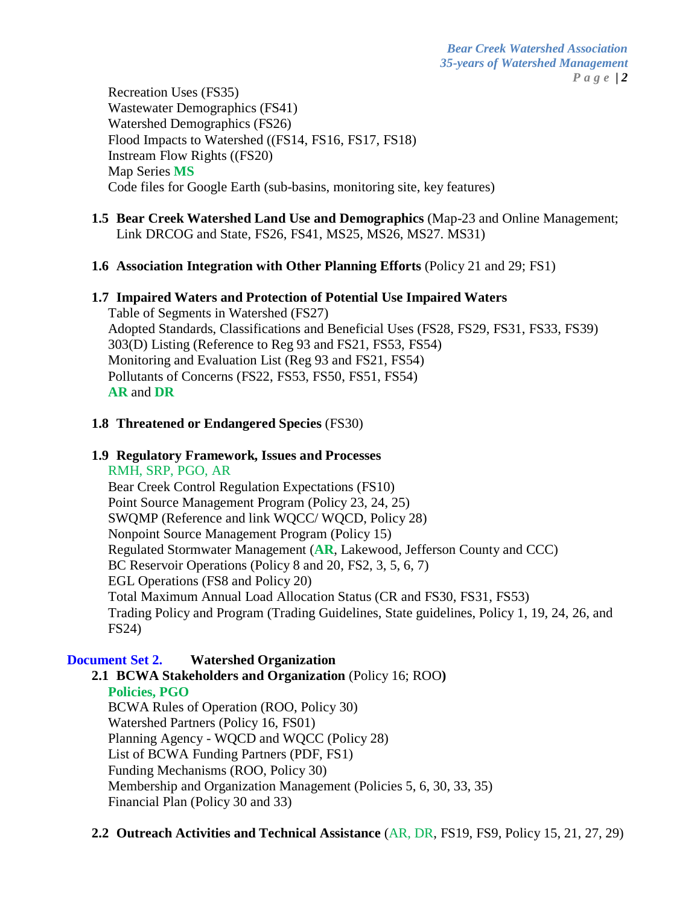Recreation Uses (FS35)
Wastewater Demographics (FS41)
Watershed Demographics (FS26)
Flood Impacts to Watershed ((FS14, FS16, FS17, FS18)
Instream Flow Rights ((FS20)
Map Series **MS**
Code files for Google Earth (sub-basins, monitoring site, key features)

**1.5 Bear Creek Watershed Land Use and Demographics** (Map-23 and Online Management; Link DRCOG and State, FS26, FS41, MS25, MS26, MS27. MS31)

**1.6 Association Integration with Other Planning Efforts** (Policy 21 and 29; FS1)

**1.7 Impaired Waters and Protection of Potential Use Impaired Waters**
Table of Segments in Watershed (FS27)
Adopted Standards, Classifications and Beneficial Uses (FS28, FS29, FS31, FS33, FS39)
303(D) Listing (Reference to Reg 93 and FS21, FS53, FS54)
Monitoring and Evaluation List (Reg 93 and FS21, FS54)
Pollutants of Concerns (FS22, FS53, FS50, FS51, FS54)
**AR** and **DR**

**1.8 Threatened or Endangered Species** (FS30)

**1.9 Regulatory Framework, Issues and Processes**
RMH, SRP, PGO, AR
Bear Creek Control Regulation Expectations (FS10)
Point Source Management Program (Policy 23, 24, 25)
SWQMP (Reference and link WQCC/ WQCD, Policy 28)
Nonpoint Source Management Program (Policy 15)
Regulated Stormwater Management (**AR**, Lakewood, Jefferson County and CCC)
BC Reservoir Operations (Policy 8 and 20, FS2, 3, 5, 6, 7)
EGL Operations (FS8 and Policy 20)
Total Maximum Annual Load Allocation Status (CR and FS30, FS31, FS53)
Trading Policy and Program (Trading Guidelines, State guidelines, Policy 1, 19, 24, 26, and FS24)

## Document Set 2. Watershed Organization

**2.1 BCWA Stakeholders and Organization** (Policy 16; ROO**)**
**Policies, PGO**
BCWA Rules of Operation (ROO, Policy 30)
Watershed Partners (Policy 16, FS01)
Planning Agency - WQCD and WQCC (Policy 28)
List of BCWA Funding Partners (PDF, FS1)
Funding Mechanisms (ROO, Policy 30)
Membership and Organization Management (Policies 5, 6, 30, 33, 35)
Financial Plan (Policy 30 and 33)

**2.2 Outreach Activities and Technical Assistance** (AR, DR, FS19, FS9, Policy 15, 21, 27, 29)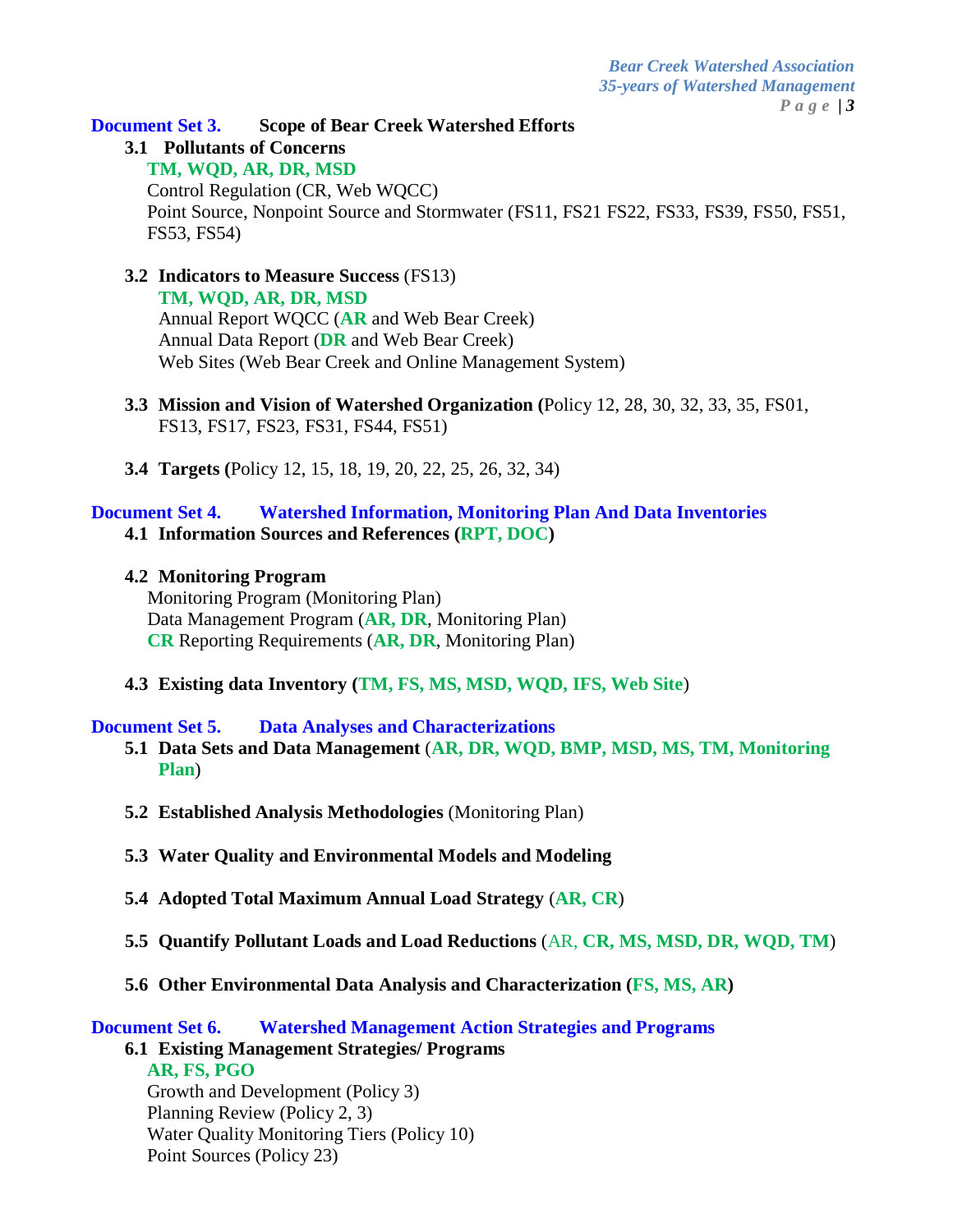## Document Set 3. Scope of Bear Creek Watershed Efforts

### 3.1 Pollutants of Concerns

**TM, WQD, AR, DR, MSD**

Control Regulation (CR, Web WQCC)

Point Source, Nonpoint Source and Stormwater (FS11, FS21 FS22, FS33, FS39, FS50, FS51, FS53, FS54)

### 3.2 Indicators to Measure Success (FS13)

**TM, WQD, AR, DR, MSD**

Annual Report WQCC (**AR** and Web Bear Creek)

Annual Data Report (**DR** and Web Bear Creek)

Web Sites (Web Bear Creek and Online Management System)

### 3.3 Mission and Vision of Watershed Organization (Policy 12, 28, 30, 32, 33, 35, FS01, FS13, FS17, FS23, FS31, FS44, FS51)

### 3.4 Targets (Policy 12, 15, 18, 19, 20, 22, 25, 26, 32, 34)

## Document Set 4. Watershed Information, Monitoring Plan And Data Inventories

### 4.1 Information Sources and References (RPT, DOC)

### 4.2 Monitoring Program

Monitoring Program (Monitoring Plan)

Data Management Program (**AR, DR**, Monitoring Plan)

**CR** Reporting Requirements (**AR, DR**, Monitoring Plan)

### 4.3 Existing data Inventory (TM, FS, MS, MSD, WQD, IFS, Web Site)

## Document Set 5. Data Analyses and Characterizations

### 5.1 Data Sets and Data Management (AR, DR, WQD, BMP, MSD, MS, TM, Monitoring Plan)

### 5.2 Established Analysis Methodologies (Monitoring Plan)

### 5.3 Water Quality and Environmental Models and Modeling

### 5.4 Adopted Total Maximum Annual Load Strategy (AR, CR)

### 5.5 Quantify Pollutant Loads and Load Reductions (AR, CR, MS, MSD, DR, WQD, TM)

### 5.6 Other Environmental Data Analysis and Characterization (FS, MS, AR)

## Document Set 6. Watershed Management Action Strategies and Programs

### 6.1 Existing Management Strategies/ Programs

**AR, FS, PGO**

Growth and Development (Policy 3)

Planning Review (Policy 2, 3)

Water Quality Monitoring Tiers (Policy 10)

Point Sources (Policy 23)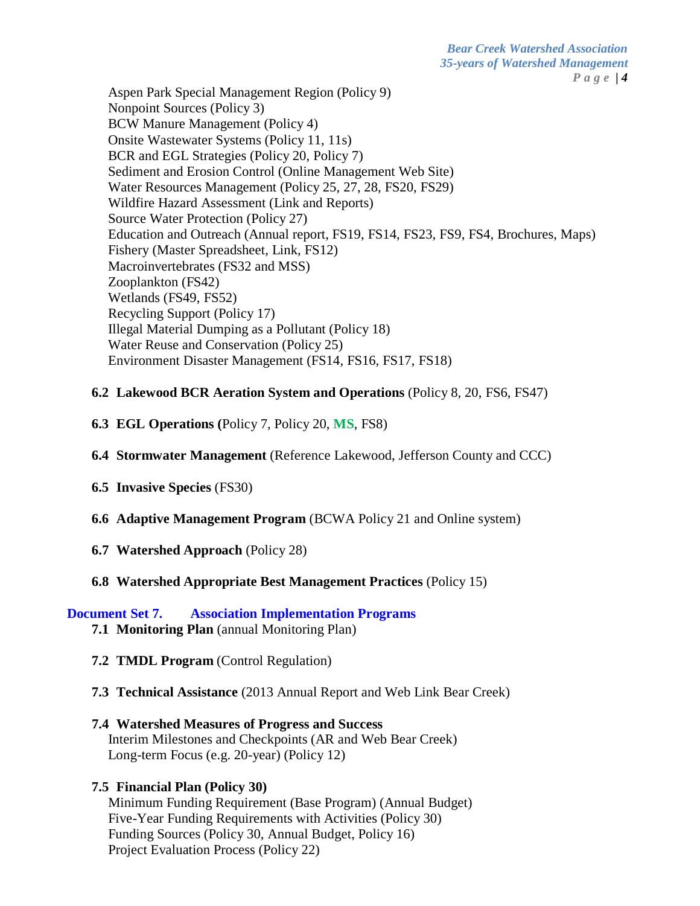Aspen Park Special Management Region (Policy 9)
Nonpoint Sources (Policy 3)
BCW Manure Management (Policy 4)
Onsite Wastewater Systems (Policy 11, 11s)
BCR and EGL Strategies (Policy 20, Policy 7)
Sediment and Erosion Control (Online Management Web Site)
Water Resources Management (Policy 25, 27, 28, FS20, FS29)
Wildfire Hazard Assessment (Link and Reports)
Source Water Protection (Policy 27)
Education and Outreach (Annual report, FS19, FS14, FS23, FS9, FS4, Brochures, Maps)
Fishery (Master Spreadsheet, Link, FS12)
Macroinvertebrates (FS32 and MSS)
Zooplankton (FS42)
Wetlands (FS49, FS52)
Recycling Support (Policy 17)
Illegal Material Dumping as a Pollutant (Policy 18)
Water Reuse and Conservation (Policy 25)
Environment Disaster Management (FS14, FS16, FS17, FS18)

**6.2 Lakewood BCR Aeration System and Operations** (Policy 8, 20, FS6, FS47)

**6.3 EGL Operations (**Policy 7, Policy 20, **MS**, FS8)

**6.4 Stormwater Management** (Reference Lakewood, Jefferson County and CCC)

**6.5 Invasive Species** (FS30)

**6.6 Adaptive Management Program** (BCWA Policy 21 and Online system)

**6.7 Watershed Approach** (Policy 28)

**6.8 Watershed Appropriate Best Management Practices** (Policy 15)

## Document Set 7. Association Implementation Programs

**7.1 Monitoring Plan** (annual Monitoring Plan)

**7.2 TMDL Program** (Control Regulation)

**7.3 Technical Assistance** (2013 Annual Report and Web Link Bear Creek)

**7.4 Watershed Measures of Progress and Success**
Interim Milestones and Checkpoints (AR and Web Bear Creek)
Long-term Focus (e.g. 20-year) (Policy 12)

**7.5 Financial Plan (Policy 30)**
Minimum Funding Requirement (Base Program) (Annual Budget)
Five-Year Funding Requirements with Activities (Policy 30)
Funding Sources (Policy 30, Annual Budget, Policy 16)
Project Evaluation Process (Policy 22)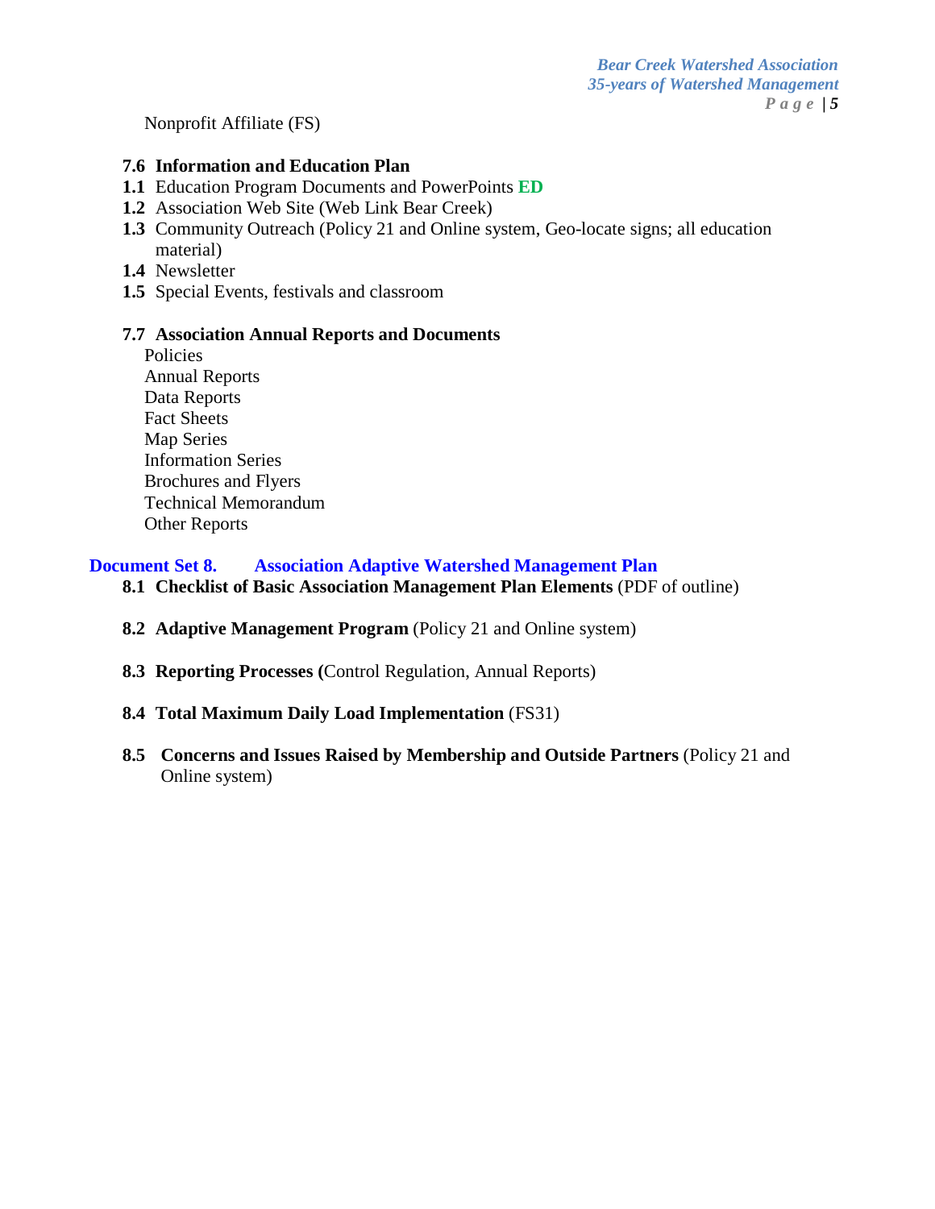Nonprofit Affiliate (FS)

**7.6 Information and Education Plan**

**1.1** Education Program Documents and PowerPoints **ED**
**1.2** Association Web Site (Web Link Bear Creek)
**1.3** Community Outreach (Policy 21 and Online system, Geo-locate signs; all education material)
**1.4** Newsletter
**1.5** Special Events, festivals and classroom

**7.7 Association Annual Reports and Documents**

Policies
Annual Reports
Data Reports
Fact Sheets
Map Series
Information Series
Brochures and Flyers
Technical Memorandum
Other Reports

## Document Set 8. Association Adaptive Watershed Management Plan

**8.1 Checklist of Basic Association Management Plan Elements** (PDF of outline)

**8.2 Adaptive Management Program** (Policy 21 and Online system)

**8.3 Reporting Processes (**Control Regulation, Annual Reports)

**8.4 Total Maximum Daily Load Implementation** (FS31)

**8.5 Concerns and Issues Raised by Membership and Outside Partners** (Policy 21 and Online system)